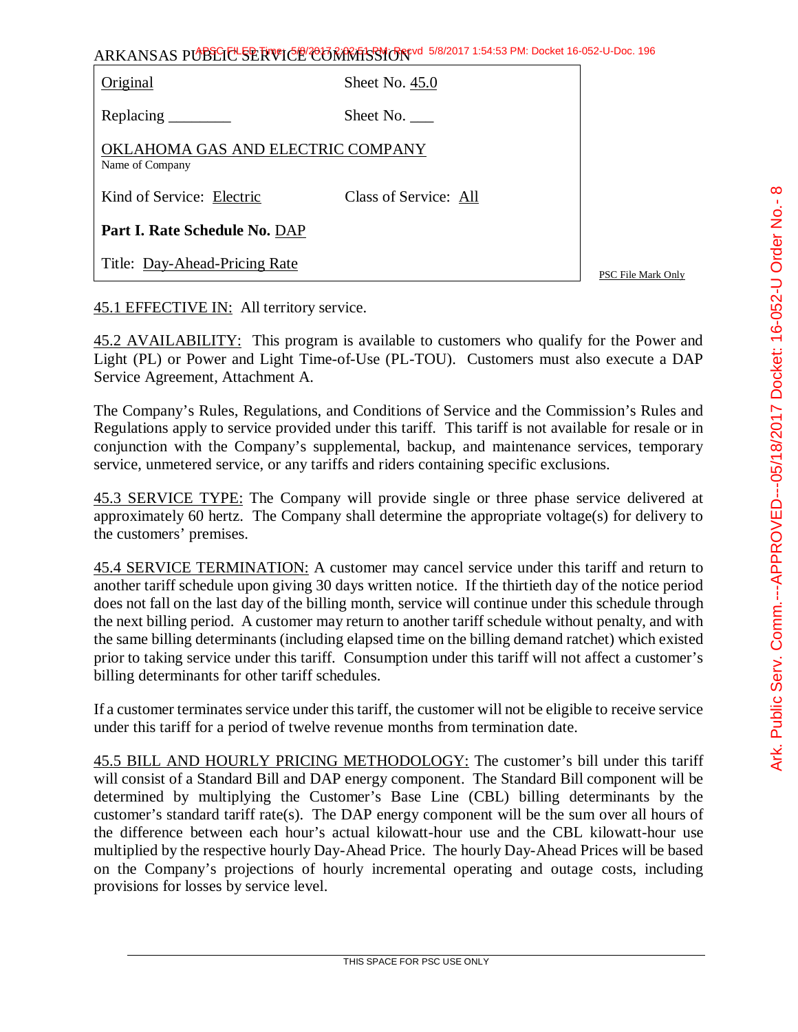ARKANSAS PUBLIC SERVICE COMMISSION

| Original | Sheet No. 45.0 |
|---|---|
| Replacing ________ | Sheet No. ___ |
| OKLAHOMA GAS AND ELECTRIC COMPANY<br>Name of Company | |
| Kind of Service: Electric | Class of Service: All |
| **Part I. Rate Schedule No.** DAP | |
| Title: Day-Ahead-Pricing Rate | |

PSC File Mark Only

45.1 EFFECTIVE IN: All territory service.

45.2 AVAILABILITY: This program is available to customers who qualify for the Power and Light (PL) or Power and Light Time-of-Use (PL-TOU). Customers must also execute a DAP Service Agreement, Attachment A.

The Company's Rules, Regulations, and Conditions of Service and the Commission's Rules and Regulations apply to service provided under this tariff. This tariff is not available for resale or in conjunction with the Company's supplemental, backup, and maintenance services, temporary service, unmetered service, or any tariffs and riders containing specific exclusions.

45.3 SERVICE TYPE: The Company will provide single or three phase service delivered at approximately 60 hertz. The Company shall determine the appropriate voltage(s) for delivery to the customers' premises.

45.4 SERVICE TERMINATION: A customer may cancel service under this tariff and return to another tariff schedule upon giving 30 days written notice. If the thirtieth day of the notice period does not fall on the last day of the billing month, service will continue under this schedule through the next billing period. A customer may return to another tariff schedule without penalty, and with the same billing determinants (including elapsed time on the billing demand ratchet) which existed prior to taking service under this tariff. Consumption under this tariff will not affect a customer's billing determinants for other tariff schedules.

If a customer terminates service under this tariff, the customer will not be eligible to receive service under this tariff for a period of twelve revenue months from termination date.

45.5 BILL AND HOURLY PRICING METHODOLOGY: The customer's bill under this tariff will consist of a Standard Bill and DAP energy component. The Standard Bill component will be determined by multiplying the Customer's Base Line (CBL) billing determinants by the customer's standard tariff rate(s). The DAP energy component will be the sum over all hours of the difference between each hour's actual kilowatt-hour use and the CBL kilowatt-hour use multiplied by the respective hourly Day-Ahead Price. The hourly Day-Ahead Prices will be based on the Company's projections of hourly incremental operating and outage costs, including provisions for losses by service level.

THIS SPACE FOR PSC USE ONLY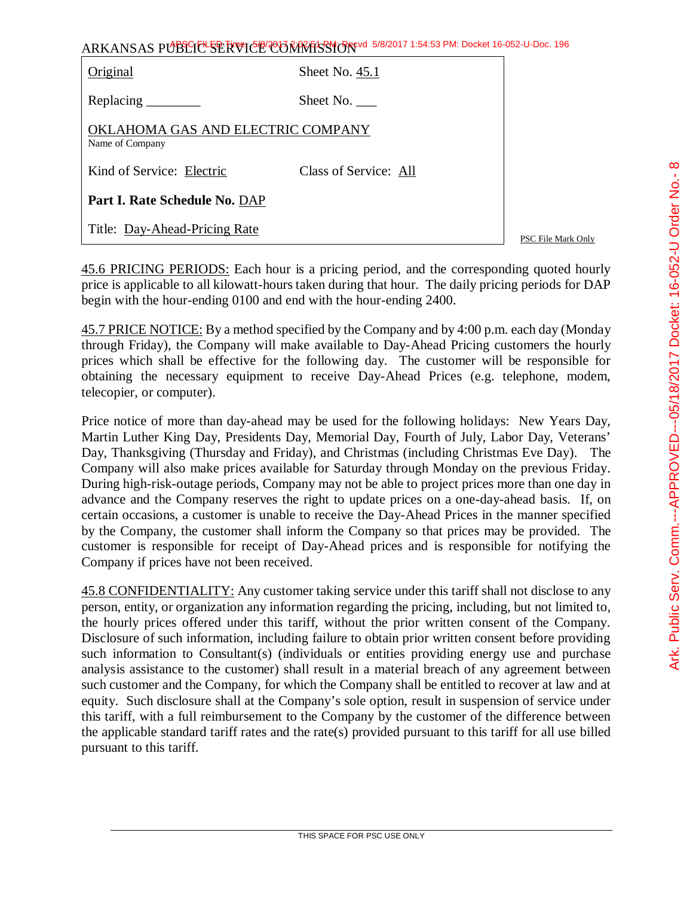ARKANSAS PUBLIC SERVICE COMMISSION

| | |
|---|---|
| Original | Sheet No. 45.1 |
| Replacing ________ | Sheet No. ___ |
| OKLAHOMA GAS AND ELECTRIC COMPANY<br>Name of Company | |
| Kind of Service: Electric | Class of Service: All |
| **Part I. Rate Schedule No.** DAP | |
| Title: Day-Ahead-Pricing Rate | |

PSC File Mark Only

45.6 PRICING PERIODS: Each hour is a pricing period, and the corresponding quoted hourly price is applicable to all kilowatt-hours taken during that hour. The daily pricing periods for DAP begin with the hour-ending 0100 and end with the hour-ending 2400.

45.7 PRICE NOTICE: By a method specified by the Company and by 4:00 p.m. each day (Monday through Friday), the Company will make available to Day-Ahead Pricing customers the hourly prices which shall be effective for the following day. The customer will be responsible for obtaining the necessary equipment to receive Day-Ahead Prices (e.g. telephone, modem, telecopier, or computer).

Price notice of more than day-ahead may be used for the following holidays: New Years Day, Martin Luther King Day, Presidents Day, Memorial Day, Fourth of July, Labor Day, Veterans' Day, Thanksgiving (Thursday and Friday), and Christmas (including Christmas Eve Day). The Company will also make prices available for Saturday through Monday on the previous Friday. During high-risk-outage periods, Company may not be able to project prices more than one day in advance and the Company reserves the right to update prices on a one-day-ahead basis. If, on certain occasions, a customer is unable to receive the Day-Ahead Prices in the manner specified by the Company, the customer shall inform the Company so that prices may be provided. The customer is responsible for receipt of Day-Ahead prices and is responsible for notifying the Company if prices have not been received.

45.8 CONFIDENTIALITY: Any customer taking service under this tariff shall not disclose to any person, entity, or organization any information regarding the pricing, including, but not limited to, the hourly prices offered under this tariff, without the prior written consent of the Company. Disclosure of such information, including failure to obtain prior written consent before providing such information to Consultant(s) (individuals or entities providing energy use and purchase analysis assistance to the customer) shall result in a material breach of any agreement between such customer and the Company, for which the Company shall be entitled to recover at law and at equity. Such disclosure shall at the Company's sole option, result in suspension of service under this tariff, with a full reimbursement to the Company by the customer of the difference between the applicable standard tariff rates and the rate(s) provided pursuant to this tariff for all use billed pursuant to this tariff.

THIS SPACE FOR PSC USE ONLY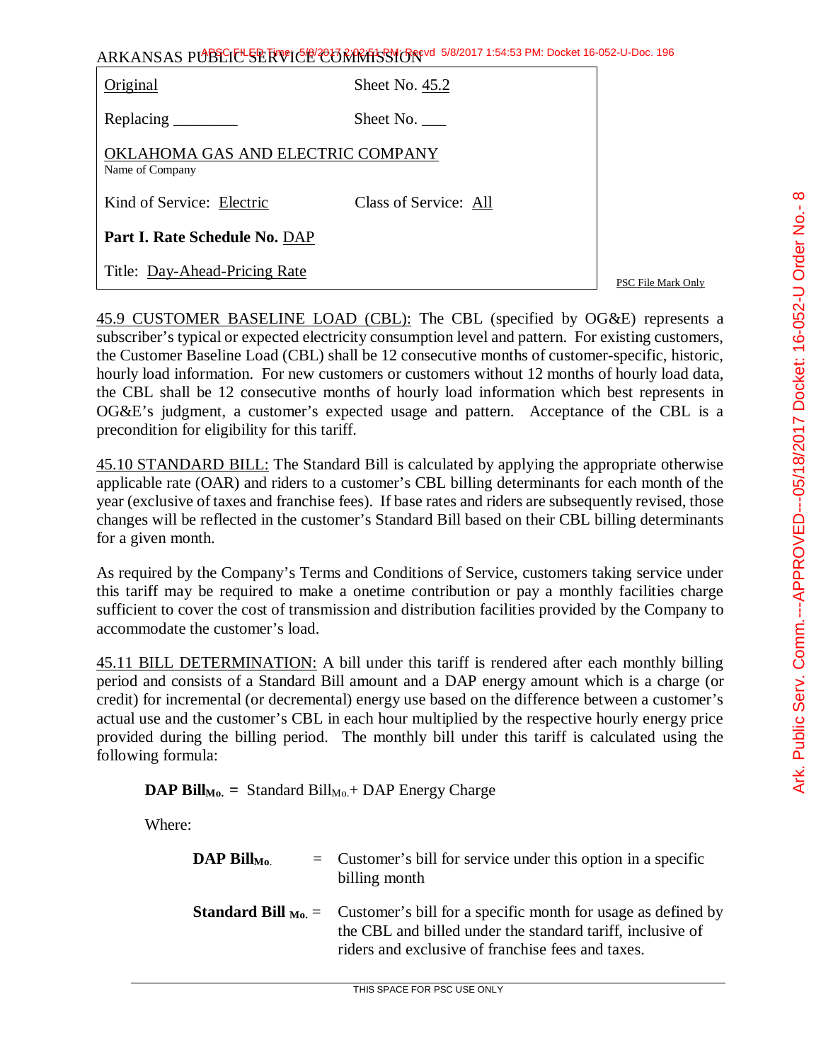ARKANSAS PUBLIC SERVICE COMMISSION

| | |
|---|---|
| Original | Sheet No. 45.2 |
| Replacing ________ | Sheet No. ___ |
| OKLAHOMA GAS AND ELECTRIC COMPANY<br>Name of Company | |
| Kind of Service: Electric | Class of Service: All |
| **Part I. Rate Schedule No.** DAP | |
| Title: Day-Ahead-Pricing Rate | |

PSC File Mark Only

45.9 CUSTOMER BASELINE LOAD (CBL): The CBL (specified by OG&E) represents a subscriber's typical or expected electricity consumption level and pattern. For existing customers, the Customer Baseline Load (CBL) shall be 12 consecutive months of customer-specific, historic, hourly load information. For new customers or customers without 12 months of hourly load data, the CBL shall be 12 consecutive months of hourly load information which best represents in OG&E's judgment, a customer's expected usage and pattern. Acceptance of the CBL is a precondition for eligibility for this tariff.

45.10 STANDARD BILL: The Standard Bill is calculated by applying the appropriate otherwise applicable rate (OAR) and riders to a customer's CBL billing determinants for each month of the year (exclusive of taxes and franchise fees). If base rates and riders are subsequently revised, those changes will be reflected in the customer's Standard Bill based on their CBL billing determinants for a given month.

As required by the Company's Terms and Conditions of Service, customers taking service under this tariff may be required to make a onetime contribution or pay a monthly facilities charge sufficient to cover the cost of transmission and distribution facilities provided by the Company to accommodate the customer's load.

45.11 BILL DETERMINATION: A bill under this tariff is rendered after each monthly billing period and consists of a Standard Bill amount and a DAP energy amount which is a charge (or credit) for incremental (or decremental) energy use based on the difference between a customer's actual use and the customer's CBL in each hour multiplied by the respective hourly energy price provided during the billing period. The monthly bill under this tariff is calculated using the following formula:

$$\textbf{DAP Bill}_{\textbf{Mo.}} = \text{Standard Bill}_{\text{Mo.}} + \text{DAP Energy Charge}$$

Where:

**DAP Bill$_{\text{Mo.}}$** = Customer's bill for service under this option in a specific billing month

**Standard Bill $_{\text{Mo.}}$** = Customer's bill for a specific month for usage as defined by the CBL and billed under the standard tariff, inclusive of riders and exclusive of franchise fees and taxes.

THIS SPACE FOR PSC USE ONLY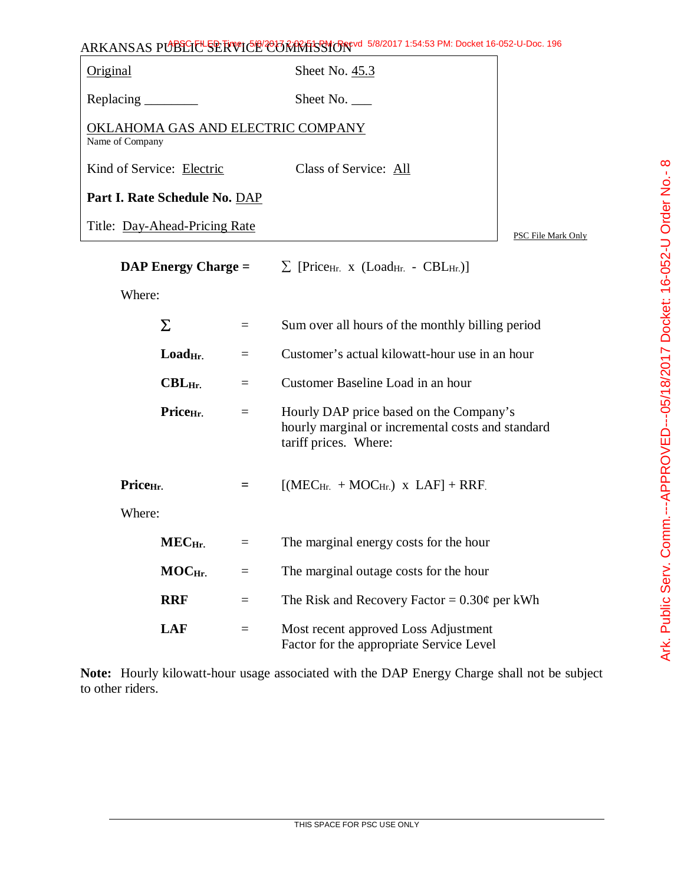ARKANSAS PUBLIC SERVICE COMMISSION

| | |
|---|---|
| Original | Sheet No. 45.3 |
| Replacing ________ | Sheet No. ___ |
| OKLAHOMA GAS AND ELECTRIC COMPANY<br>Name of Company | |
| Kind of Service: Electric | Class of Service: All |
| **Part I. Rate Schedule No.** DAP | |
| Title: Day-Ahead-Pricing Rate | |

PSC File Mark Only

**DAP Energy Charge =** $\sum$ [$Price_{Hr.}$ x ($Load_{Hr.}$ - $CBL_{Hr.}$)]

Where:

| | | |
|---|---|---|
| $\sum$ | = | Sum over all hours of the monthly billing period |
| **$Load_{Hr.}$** | = | Customer's actual kilowatt-hour use in an hour |
| **$CBL_{Hr.}$** | = | Customer Baseline Load in an hour |
| **$Price_{Hr.}$** | = | Hourly DAP price based on the Company's hourly marginal or incremental costs and standard tariff prices. Where: |

**$Price_{Hr.}$** **=** [($MEC_{Hr.}$ + $MOC_{Hr.}$) x LAF] + RRF.

Where:

| | | |
|---|---|---|
| **$MEC_{Hr.}$** | = | The marginal energy costs for the hour |
| **$MOC_{Hr.}$** | = | The marginal outage costs for the hour |
| **RRF** | = | The Risk and Recovery Factor = 0.30¢ per kWh |
| **LAF** | = | Most recent approved Loss Adjustment Factor for the appropriate Service Level |

**Note:** Hourly kilowatt-hour usage associated with the DAP Energy Charge shall not be subject to other riders.

THIS SPACE FOR PSC USE ONLY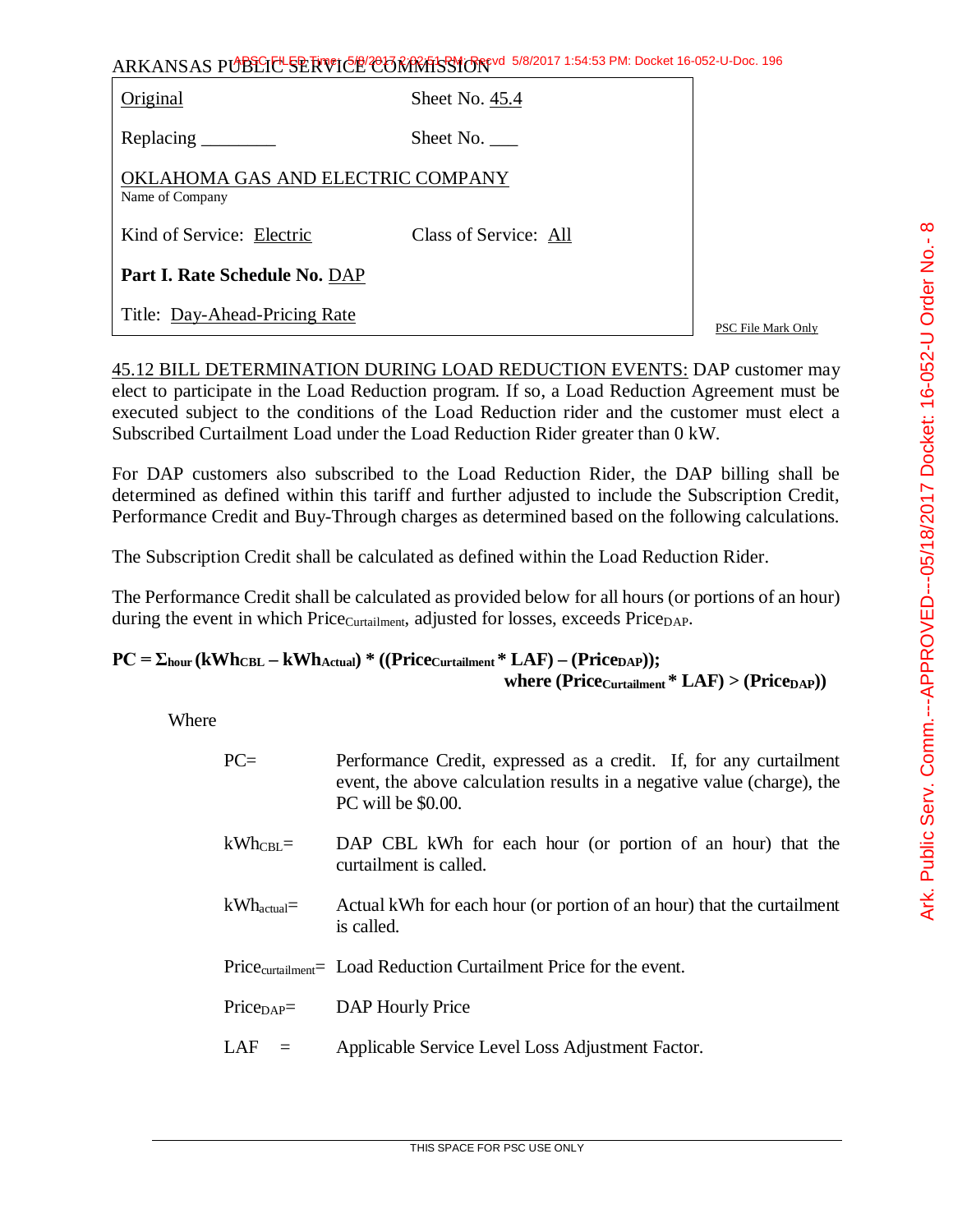ARKANSAS PUBLIC SERVICE COMMISSION

| Original | Sheet No. 45.4 |
|---|---|
| Replacing ________ | Sheet No. ___ |
| OKLAHOMA GAS AND ELECTRIC COMPANY<br>Name of Company | |
| Kind of Service: Electric | Class of Service: All |
| **Part I. Rate Schedule No.** DAP | |
| Title: Day-Ahead-Pricing Rate | |

PSC File Mark Only

45.12 BILL DETERMINATION DURING LOAD REDUCTION EVENTS: DAP customer may elect to participate in the Load Reduction program. If so, a Load Reduction Agreement must be executed subject to the conditions of the Load Reduction rider and the customer must elect a Subscribed Curtailment Load under the Load Reduction Rider greater than 0 kW.

For DAP customers also subscribed to the Load Reduction Rider, the DAP billing shall be determined as defined within this tariff and further adjusted to include the Subscription Credit, Performance Credit and Buy-Through charges as determined based on the following calculations.

The Subscription Credit shall be calculated as defined within the Load Reduction Rider.

The Performance Credit shall be calculated as provided below for all hours (or portions of an hour) during the event in which $Price_{Curtailment}$, adjusted for losses, exceeds $Price_{DAP}$.

$$\mathbf{PC = \Sigma_{hour} (kWh_{CBL} - kWh_{Actual}) * ((Price_{Curtailment} * LAF) - (Price_{DAP}));}$$
$$\mathbf{where\ (Price_{Curtailment} * LAF) > (Price_{DAP}))}$$

Where

| | |
|---|---|
| PC= | Performance Credit, expressed as a credit. If, for any curtailment event, the above calculation results in a negative value (charge), the PC will be $0.00. |
| $kWh_{CBL}$= | DAP CBL kWh for each hour (or portion of an hour) that the curtailment is called. |
| $kWh_{actual}$= | Actual kWh for each hour (or portion of an hour) that the curtailment is called. |
| $Price_{curtailment}$= | Load Reduction Curtailment Price for the event. |
| $Price_{DAP}$= | DAP Hourly Price |
| LAF = | Applicable Service Level Loss Adjustment Factor. |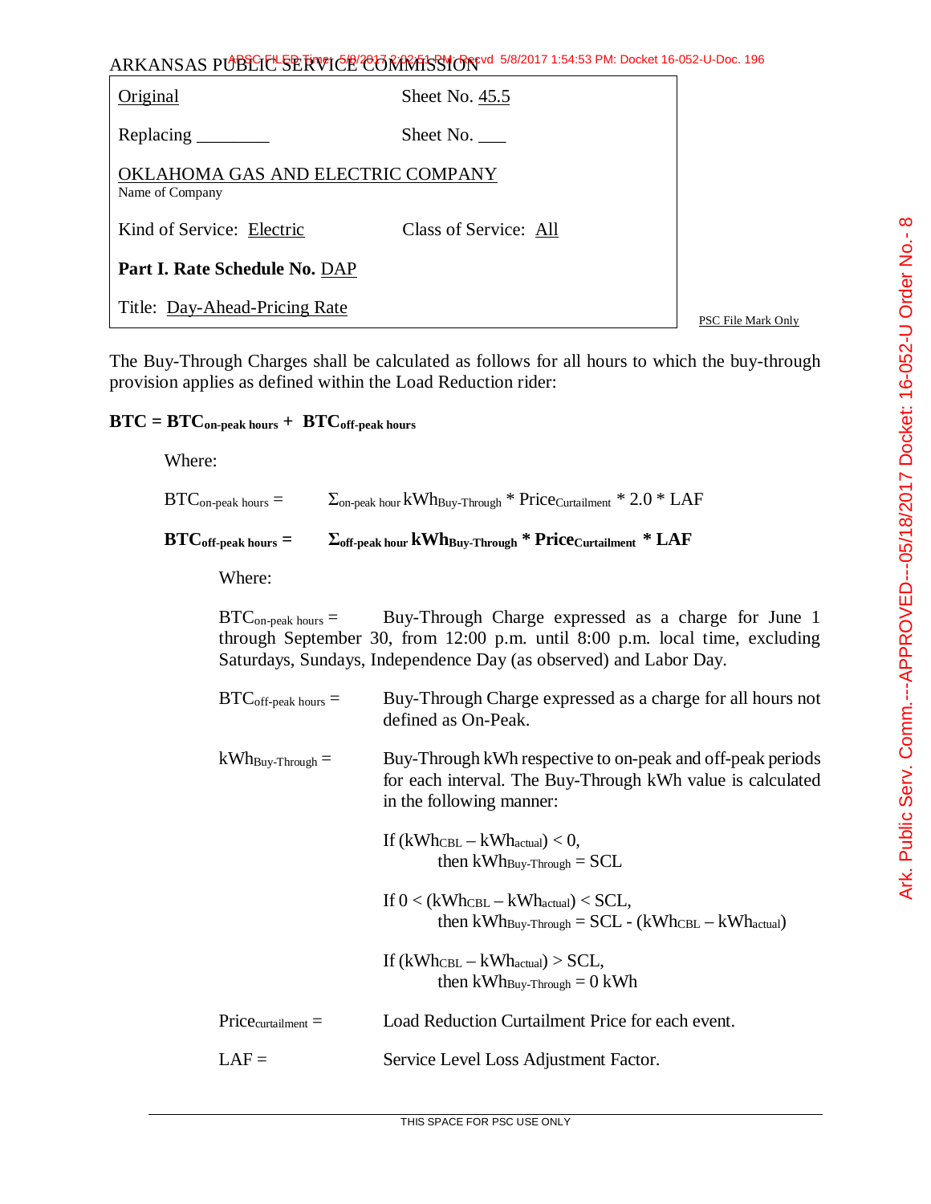ARKANSAS PUBLIC SERVICE COMMISSION

| | |
|---|---|
| Original | Sheet No. 45.5 |
| Replacing ________ | Sheet No. ___ |
| OKLAHOMA GAS AND ELECTRIC COMPANY<br>Name of Company | |
| Kind of Service: Electric | Class of Service: All |
| **Part I. Rate Schedule No.** DAP | |
| Title: Day-Ahead-Pricing Rate | |

PSC File Mark Only

The Buy-Through Charges shall be calculated as follows for all hours to which the buy-through provision applies as defined within the Load Reduction rider:

$$\mathbf{BTC = BTC_{on\text{-}peak\ hours} + BTC_{off\text{-}peak\ hours}}$$

Where:

$$BTC_{on\text{-}peak\ hours} = \Sigma_{on\text{-}peak\ hour}\, kWh_{Buy\text{-}Through} * Price_{Curtailment} * 2.0 * LAF$$

$$\mathbf{BTC_{off\text{-}peak\ hours} = \Sigma_{off\text{-}peak\ hour}\, kWh_{Buy\text{-}Through} * Price_{Curtailment} * LAF}$$

Where:

$BTC_{on\text{-}peak\ hours}$ = Buy-Through Charge expressed as a charge for June 1 through September 30, from 12:00 p.m. until 8:00 p.m. local time, excluding Saturdays, Sundays, Independence Day (as observed) and Labor Day.

$BTC_{off\text{-}peak\ hours}$ = Buy-Through Charge expressed as a charge for all hours not defined as On-Peak.

$kWh_{Buy\text{-}Through}$ = Buy-Through kWh respective to on-peak and off-peak periods for each interval. The Buy-Through kWh value is calculated in the following manner:

If $(kWh_{CBL} - kWh_{actual}) < 0$,
then $kWh_{Buy\text{-}Through} = SCL$

If $0 < (kWh_{CBL} - kWh_{actual}) < SCL$,
then $kWh_{Buy\text{-}Through} = SCL - (kWh_{CBL} - kWh_{actual})$

If $(kWh_{CBL} - kWh_{actual}) > SCL$,
then $kWh_{Buy\text{-}Through} = 0$ kWh

$Price_{curtailment}$ = Load Reduction Curtailment Price for each event.

LAF = Service Level Loss Adjustment Factor.

THIS SPACE FOR PSC USE ONLY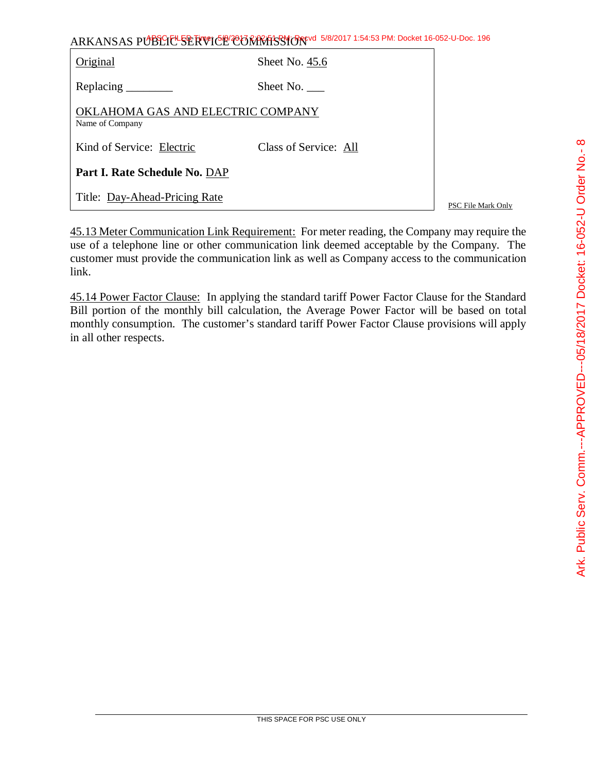ARKANSAS PUBLIC SERVICE COMMISSION

| Original | Sheet No. 45.6 |
|---|---|
| Replacing ________ | Sheet No. ___ |
| OKLAHOMA GAS AND ELECTRIC COMPANY<br>Name of Company | |
| Kind of Service: Electric | Class of Service: All |
| **Part I. Rate Schedule No.** DAP | |
| Title: Day-Ahead-Pricing Rate | |

PSC File Mark Only

45.13 Meter Communication Link Requirement: For meter reading, the Company may require the use of a telephone line or other communication link deemed acceptable by the Company. The customer must provide the communication link as well as Company access to the communication link.

45.14 Power Factor Clause: In applying the standard tariff Power Factor Clause for the Standard Bill portion of the monthly bill calculation, the Average Power Factor will be based on total monthly consumption. The customer's standard tariff Power Factor Clause provisions will apply in all other respects.

THIS SPACE FOR PSC USE ONLY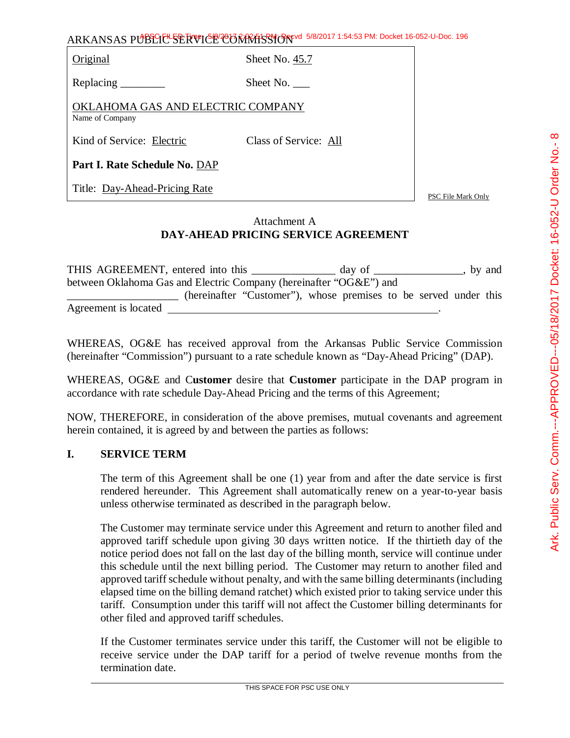ARKANSAS PUBLIC SERVICE COMMISSION

| | |
|---|---|
| Original | Sheet No. 45.7 |
| Replacing ________ | Sheet No. ___ |
| OKLAHOMA GAS AND ELECTRIC COMPANY<br>Name of Company | |
| Kind of Service: Electric | Class of Service: All |
| **Part I. Rate Schedule No.** DAP | |
| Title: Day-Ahead-Pricing Rate | |

PSC File Mark Only

Attachment A

**DAY-AHEAD PRICING SERVICE AGREEMENT**

THIS AGREEMENT, entered into this _______________ day of ________________, by and between Oklahoma Gas and Electric Company (hereinafter "OG&E") and ____________________ (hereinafter "Customer"), whose premises to be served under this Agreement is located ________________________________________________.

WHEREAS, OG&E has received approval from the Arkansas Public Service Commission (hereinafter "Commission") pursuant to a rate schedule known as "Day-Ahead Pricing" (DAP).

WHEREAS, OG&E and C**ustomer** desire that **Customer** participate in the DAP program in accordance with rate schedule Day-Ahead Pricing and the terms of this Agreement;

NOW, THEREFORE, in consideration of the above premises, mutual covenants and agreement herein contained, it is agreed by and between the parties as follows:

## I. SERVICE TERM

The term of this Agreement shall be one (1) year from and after the date service is first rendered hereunder. This Agreement shall automatically renew on a year-to-year basis unless otherwise terminated as described in the paragraph below.

The Customer may terminate service under this Agreement and return to another filed and approved tariff schedule upon giving 30 days written notice. If the thirtieth day of the notice period does not fall on the last day of the billing month, service will continue under this schedule until the next billing period. The Customer may return to another filed and approved tariff schedule without penalty, and with the same billing determinants (including elapsed time on the billing demand ratchet) which existed prior to taking service under this tariff. Consumption under this tariff will not affect the Customer billing determinants for other filed and approved tariff schedules.

If the Customer terminates service under this tariff, the Customer will not be eligible to receive service under the DAP tariff for a period of twelve revenue months from the termination date.

THIS SPACE FOR PSC USE ONLY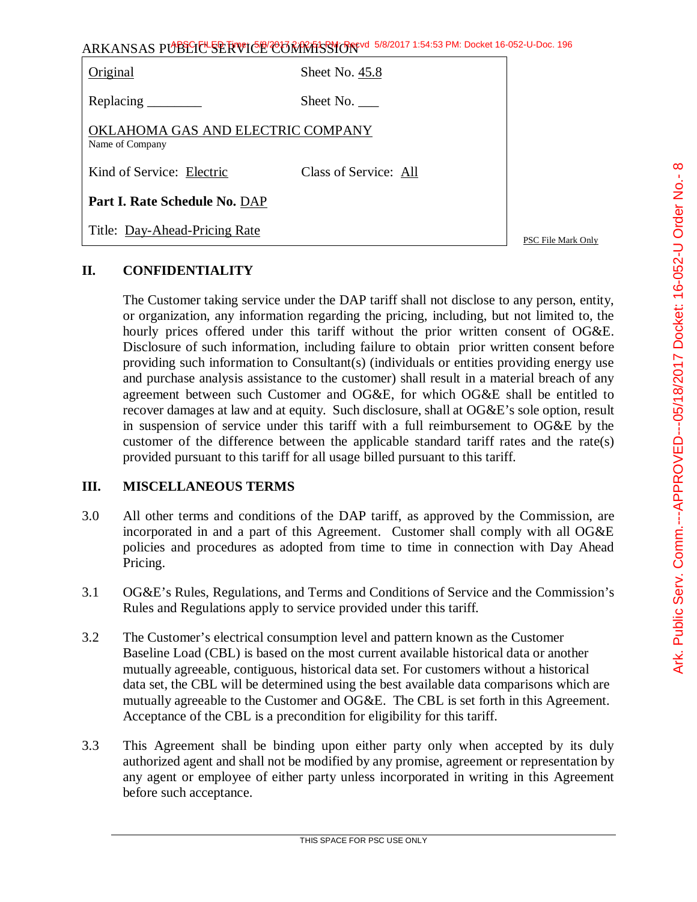| Original | Sheet No. 45.8 |
|---|---|
| Replacing ________ | Sheet No. ___ |
| OKLAHOMA GAS AND ELECTRIC COMPANY<br>Name of Company | |
| Kind of Service: Electric | Class of Service: All |
| **Part I. Rate Schedule No.** DAP | |
| Title: Day-Ahead-Pricing Rate | |

PSC File Mark Only

## II. CONFIDENTIALITY

The Customer taking service under the DAP tariff shall not disclose to any person, entity, or organization, any information regarding the pricing, including, but not limited to, the hourly prices offered under this tariff without the prior written consent of OG&E. Disclosure of such information, including failure to obtain prior written consent before providing such information to Consultant(s) (individuals or entities providing energy use and purchase analysis assistance to the customer) shall result in a material breach of any agreement between such Customer and OG&E, for which OG&E shall be entitled to recover damages at law and at equity. Such disclosure, shall at OG&E's sole option, result in suspension of service under this tariff with a full reimbursement to OG&E by the customer of the difference between the applicable standard tariff rates and the rate(s) provided pursuant to this tariff for all usage billed pursuant to this tariff.

## III. MISCELLANEOUS TERMS

3.0 All other terms and conditions of the DAP tariff, as approved by the Commission, are incorporated in and a part of this Agreement. Customer shall comply with all OG&E policies and procedures as adopted from time to time in connection with Day Ahead Pricing.

3.1 OG&E's Rules, Regulations, and Terms and Conditions of Service and the Commission's Rules and Regulations apply to service provided under this tariff.

3.2 The Customer's electrical consumption level and pattern known as the Customer Baseline Load (CBL) is based on the most current available historical data or another mutually agreeable, contiguous, historical data set. For customers without a historical data set, the CBL will be determined using the best available data comparisons which are mutually agreeable to the Customer and OG&E. The CBL is set forth in this Agreement. Acceptance of the CBL is a precondition for eligibility for this tariff.

3.3 This Agreement shall be binding upon either party only when accepted by its duly authorized agent and shall not be modified by any promise, agreement or representation by any agent or employee of either party unless incorporated in writing in this Agreement before such acceptance.

THIS SPACE FOR PSC USE ONLY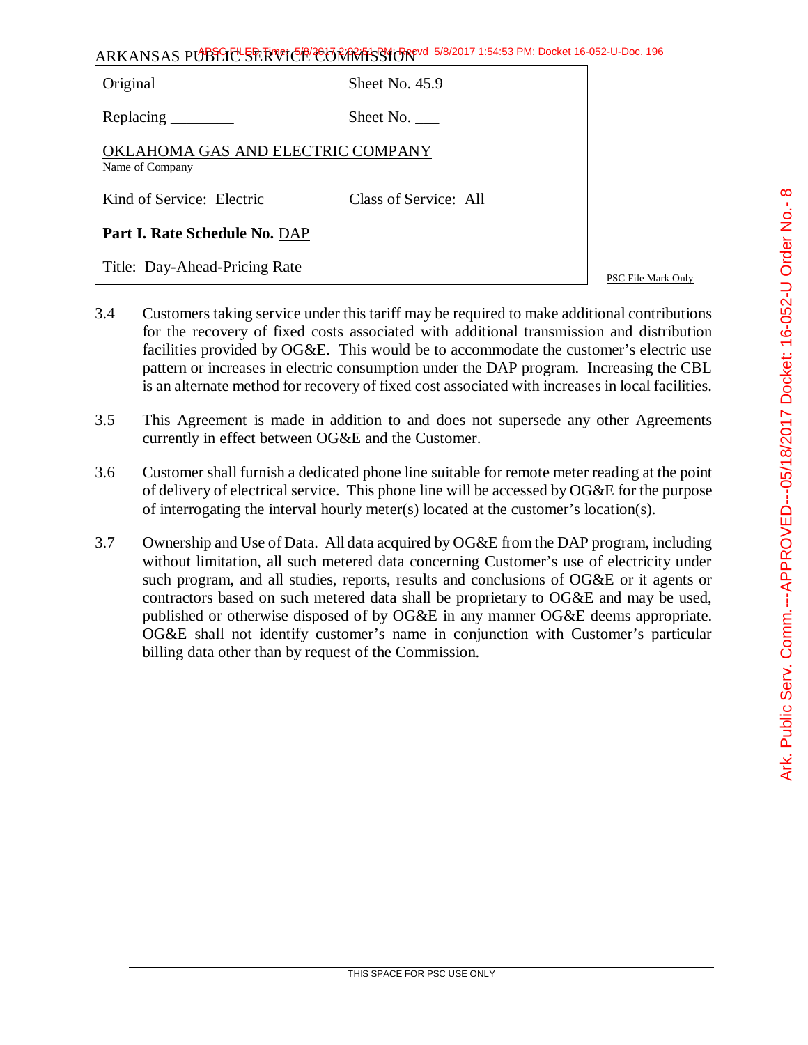ARKANSAS PUBLIC SERVICE COMMISSION

| | |
|---|---|
| Original | Sheet No. 45.9 |
| Replacing ________ | Sheet No. ___ |
| OKLAHOMA GAS AND ELECTRIC COMPANY<br>Name of Company | |
| Kind of Service: Electric | Class of Service: All |
| **Part I. Rate Schedule No.** DAP | |
| Title: Day-Ahead-Pricing Rate | |

PSC File Mark Only

3.4 Customers taking service under this tariff may be required to make additional contributions for the recovery of fixed costs associated with additional transmission and distribution facilities provided by OG&E. This would be to accommodate the customer's electric use pattern or increases in electric consumption under the DAP program. Increasing the CBL is an alternate method for recovery of fixed cost associated with increases in local facilities.

3.5 This Agreement is made in addition to and does not supersede any other Agreements currently in effect between OG&E and the Customer.

3.6 Customer shall furnish a dedicated phone line suitable for remote meter reading at the point of delivery of electrical service. This phone line will be accessed by OG&E for the purpose of interrogating the interval hourly meter(s) located at the customer's location(s).

3.7 Ownership and Use of Data. All data acquired by OG&E from the DAP program, including without limitation, all such metered data concerning Customer's use of electricity under such program, and all studies, reports, results and conclusions of OG&E or it agents or contractors based on such metered data shall be proprietary to OG&E and may be used, published or otherwise disposed of by OG&E in any manner OG&E deems appropriate. OG&E shall not identify customer's name in conjunction with Customer's particular billing data other than by request of the Commission.

THIS SPACE FOR PSC USE ONLY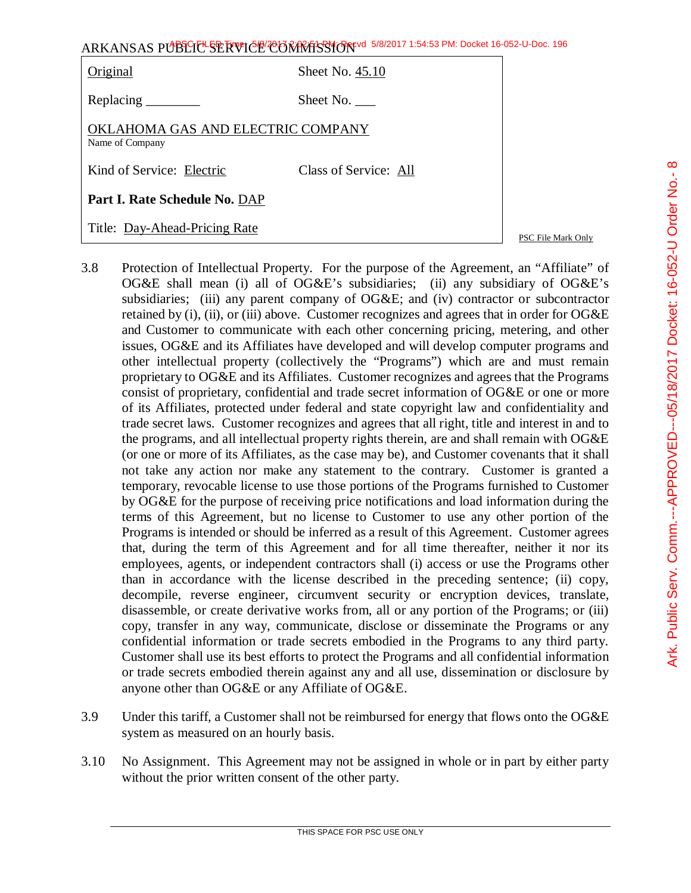| | |
|---|---|
| Original | Sheet No. 45.10 |
| Replacing ________ | Sheet No. ___ |
| OKLAHOMA GAS AND ELECTRIC COMPANY<br>Name of Company | |
| Kind of Service: Electric | Class of Service: All |
| **Part I. Rate Schedule No.** DAP | |
| Title: Day-Ahead-Pricing Rate | |

PSC File Mark Only

3.8 Protection of Intellectual Property. For the purpose of the Agreement, an "Affiliate" of OG&E shall mean (i) all of OG&E's subsidiaries; (ii) any subsidiary of OG&E's subsidiaries; (iii) any parent company of OG&E; and (iv) contractor or subcontractor retained by (i), (ii), or (iii) above. Customer recognizes and agrees that in order for OG&E and Customer to communicate with each other concerning pricing, metering, and other issues, OG&E and its Affiliates have developed and will develop computer programs and other intellectual property (collectively the "Programs") which are and must remain proprietary to OG&E and its Affiliates. Customer recognizes and agrees that the Programs consist of proprietary, confidential and trade secret information of OG&E or one or more of its Affiliates, protected under federal and state copyright law and confidentiality and trade secret laws. Customer recognizes and agrees that all right, title and interest in and to the programs, and all intellectual property rights therein, are and shall remain with OG&E (or one or more of its Affiliates, as the case may be), and Customer covenants that it shall not take any action nor make any statement to the contrary. Customer is granted a temporary, revocable license to use those portions of the Programs furnished to Customer by OG&E for the purpose of receiving price notifications and load information during the terms of this Agreement, but no license to Customer to use any other portion of the Programs is intended or should be inferred as a result of this Agreement. Customer agrees that, during the term of this Agreement and for all time thereafter, neither it nor its employees, agents, or independent contractors shall (i) access or use the Programs other than in accordance with the license described in the preceding sentence; (ii) copy, decompile, reverse engineer, circumvent security or encryption devices, translate, disassemble, or create derivative works from, all or any portion of the Programs; or (iii) copy, transfer in any way, communicate, disclose or disseminate the Programs or any confidential information or trade secrets embodied in the Programs to any third party. Customer shall use its best efforts to protect the Programs and all confidential information or trade secrets embodied therein against any and all use, dissemination or disclosure by anyone other than OG&E or any Affiliate of OG&E.

3.9 Under this tariff, a Customer shall not be reimbursed for energy that flows onto the OG&E system as measured on an hourly basis.

3.10 No Assignment. This Agreement may not be assigned in whole or in part by either party without the prior written consent of the other party.

THIS SPACE FOR PSC USE ONLY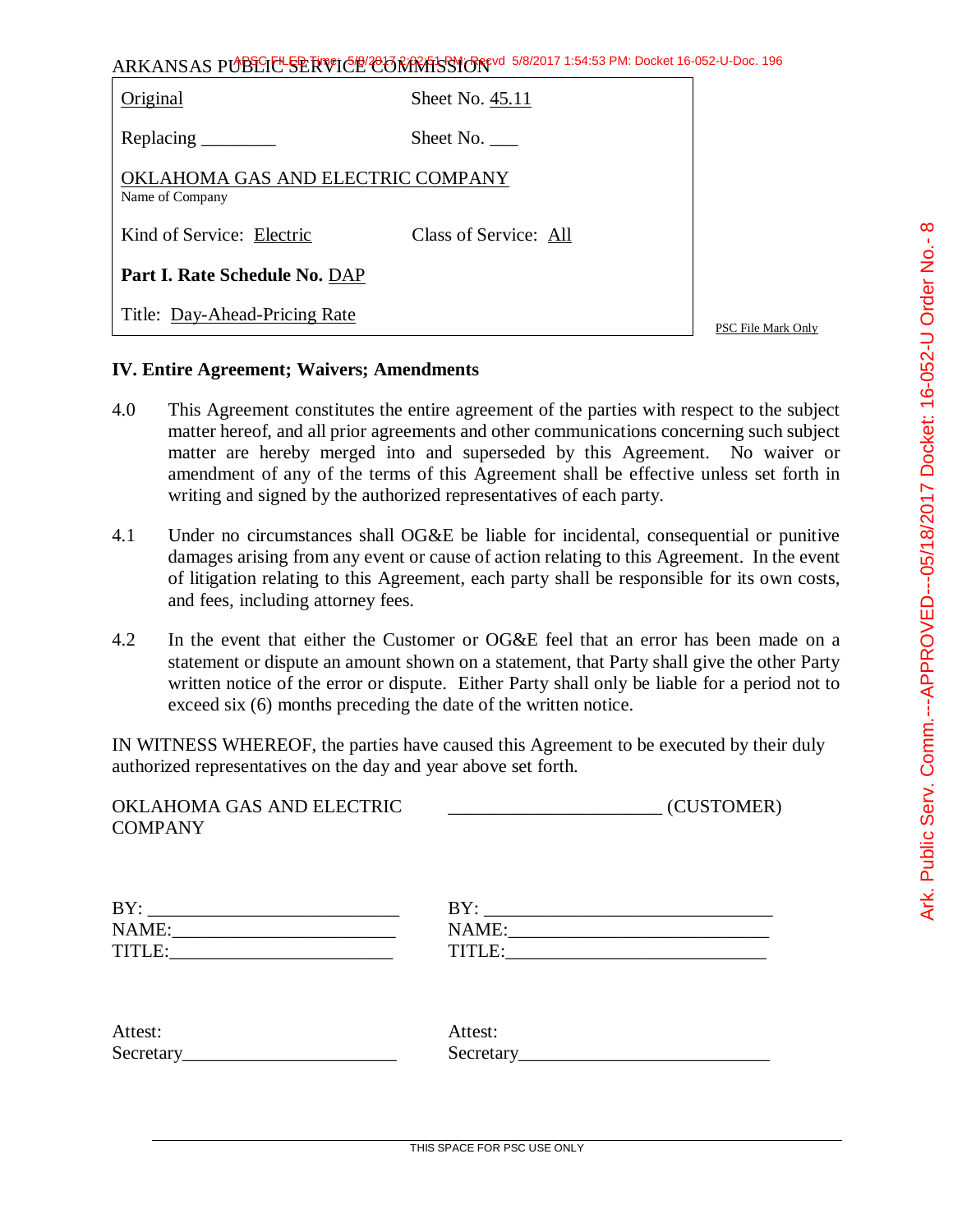ARKANSAS PUBLIC SERVICE COMMISSION

| | |
|---|---|
| Original | Sheet No. 45.11 |
| Replacing ________ | Sheet No. ___ |
| OKLAHOMA GAS AND ELECTRIC COMPANY<br>Name of Company | |
| Kind of Service: Electric | Class of Service: All |
| **Part I. Rate Schedule No.** DAP | |
| Title: Day-Ahead-Pricing Rate | |

PSC File Mark Only

### IV. Entire Agreement; Waivers; Amendments

4.0 This Agreement constitutes the entire agreement of the parties with respect to the subject matter hereof, and all prior agreements and other communications concerning such subject matter are hereby merged into and superseded by this Agreement. No waiver or amendment of any of the terms of this Agreement shall be effective unless set forth in writing and signed by the authorized representatives of each party.

4.1 Under no circumstances shall OG&E be liable for incidental, consequential or punitive damages arising from any event or cause of action relating to this Agreement. In the event of litigation relating to this Agreement, each party shall be responsible for its own costs, and fees, including attorney fees.

4.2 In the event that either the Customer or OG&E feel that an error has been made on a statement or dispute an amount shown on a statement, that Party shall give the other Party written notice of the error or dispute. Either Party shall only be liable for a period not to exceed six (6) months preceding the date of the written notice.

IN WITNESS WHEREOF, the parties have caused this Agreement to be executed by their duly authorized representatives on the day and year above set forth.

| | |
|---|---|
| OKLAHOMA GAS AND ELECTRIC COMPANY | ______________________ (CUSTOMER) |
| BY: __________________________ | BY: ______________________________ |
| NAME:_______________________ | NAME:___________________________ |
| TITLE:_______________________ | TITLE:___________________________ |
| Attest:<br>Secretary_______________________ | Attest:<br>Secretary___________________________ |

THIS SPACE FOR PSC USE ONLY